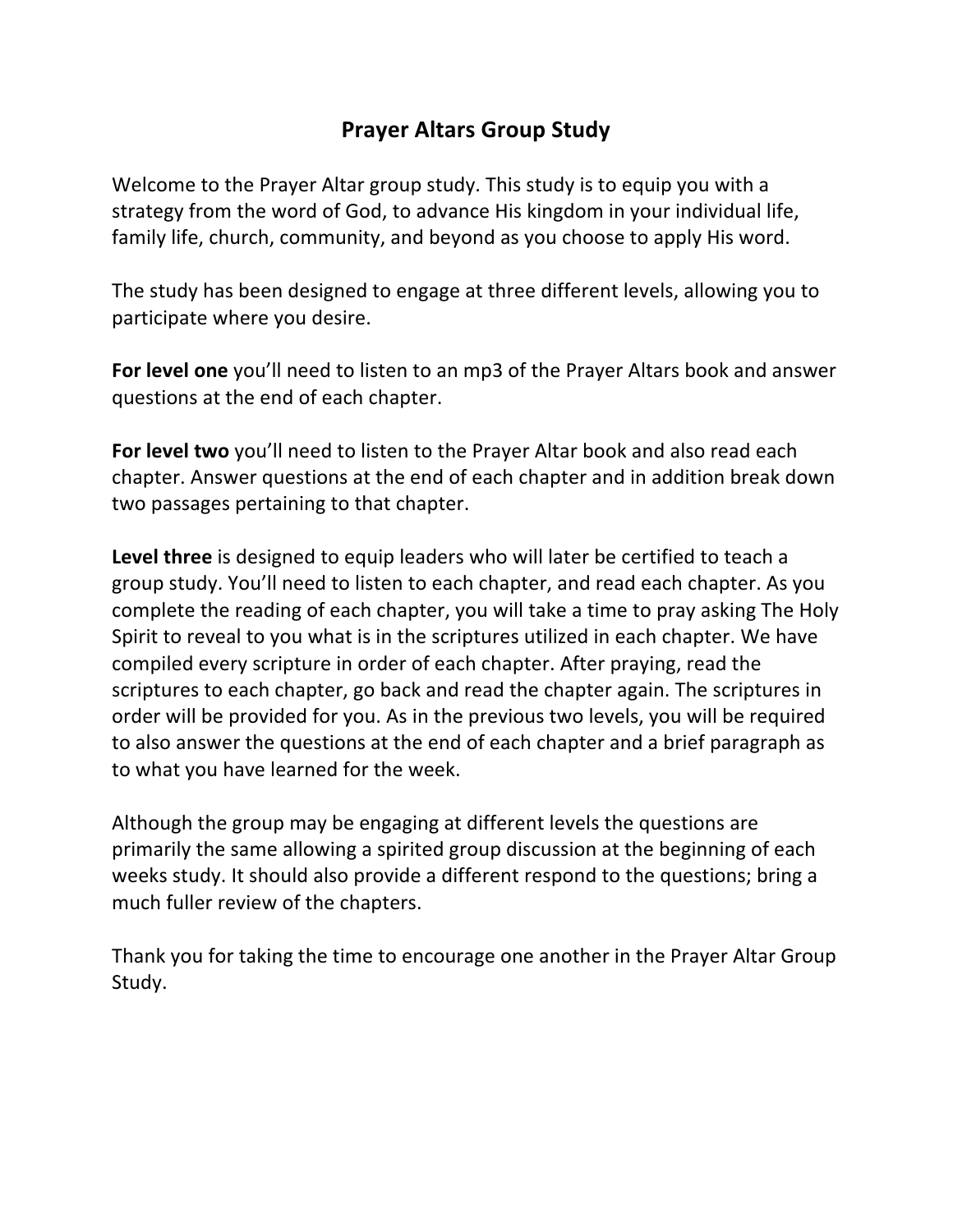# Prayer Altars Group Study

Welcome to the Prayer Altar group study. This study is to equip you with a strategy from the word of God, to advance His kingdom in your individual life, family life, church, community, and beyond as you choose to apply His word.

The study has been designed to engage at three different levels, allowing you to participate where you desire.

**For level one** you'll need to listen to an mp3 of the Prayer Altars book and answer questions at the end of each chapter.

**For level two** you'll need to listen to the Prayer Altar book and also read each chapter. Answer questions at the end of each chapter and in addition break down two passages pertaining to that chapter.

**Level three** is designed to equip leaders who will later be certified to teach a group study. You'll need to listen to each chapter, and read each chapter. As you complete the reading of each chapter, you will take a time to pray asking The Holy Spirit to reveal to you what is in the scriptures utilized in each chapter. We have compiled every scripture in order of each chapter. After praying, read the scriptures to each chapter, go back and read the chapter again. The scriptures in order will be provided for you. As in the previous two levels, you will be required to also answer the questions at the end of each chapter and a brief paragraph as to what you have learned for the week.

Although the group may be engaging at different levels the questions are primarily the same allowing a spirited group discussion at the beginning of each weeks study. It should also provide a different respond to the questions; bring a much fuller review of the chapters.

Thank you for taking the time to encourage one another in the Prayer Altar Group Study.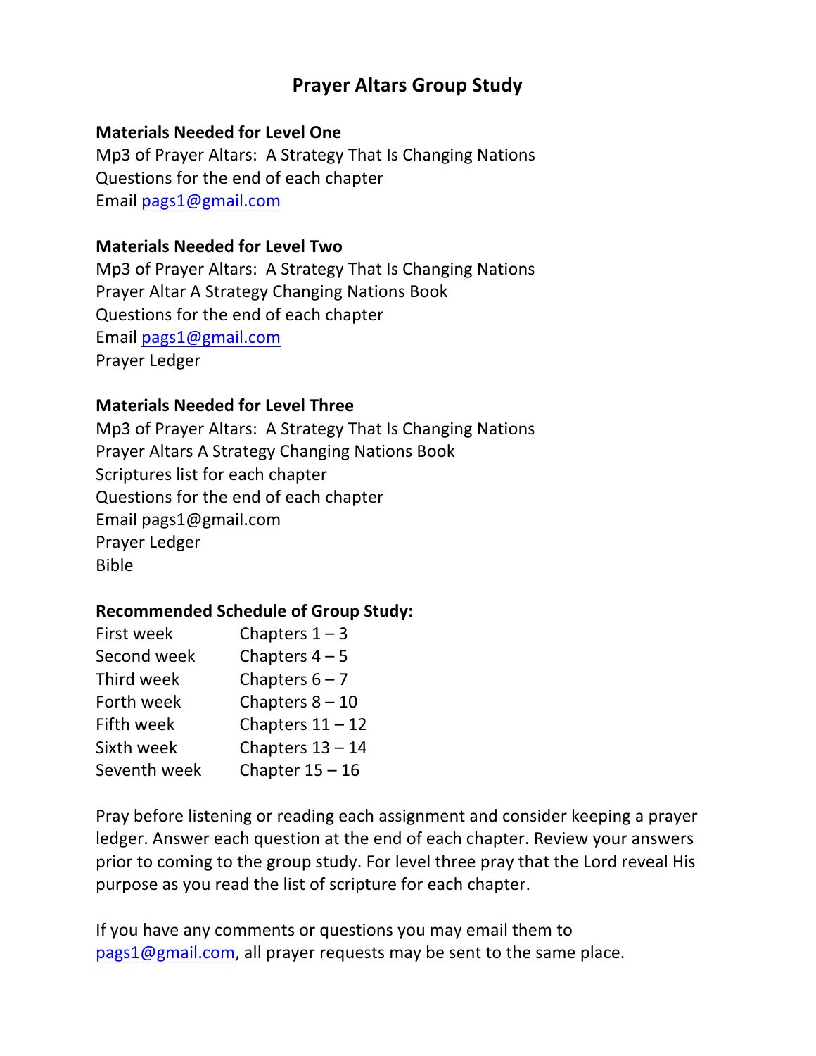# Prayer Altars Group Study

**Materials Needed for Level One**
Mp3 of Prayer Altars: A Strategy That Is Changing Nations
Questions for the end of each chapter
Email pags1@gmail.com

**Materials Needed for Level Two**
Mp3 of Prayer Altars: A Strategy That Is Changing Nations
Prayer Altar A Strategy Changing Nations Book
Questions for the end of each chapter
Email pags1@gmail.com
Prayer Ledger

**Materials Needed for Level Three**
Mp3 of Prayer Altars: A Strategy That Is Changing Nations
Prayer Altars A Strategy Changing Nations Book
Scriptures list for each chapter
Questions for the end of each chapter
Email pags1@gmail.com
Prayer Ledger
Bible

**Recommended Schedule of Group Study:**

| | |
|---|---|
| First week | Chapters 1 – 3 |
| Second week | Chapters 4 – 5 |
| Third week | Chapters 6 – 7 |
| Forth week | Chapters 8 – 10 |
| Fifth week | Chapters 11 – 12 |
| Sixth week | Chapters 13 – 14 |
| Seventh week | Chapter 15 – 16 |

Pray before listening or reading each assignment and consider keeping a prayer ledger. Answer each question at the end of each chapter. Review your answers prior to coming to the group study. For level three pray that the Lord reveal His purpose as you read the list of scripture for each chapter.

If you have any comments or questions you may email them to pags1@gmail.com, all prayer requests may be sent to the same place.